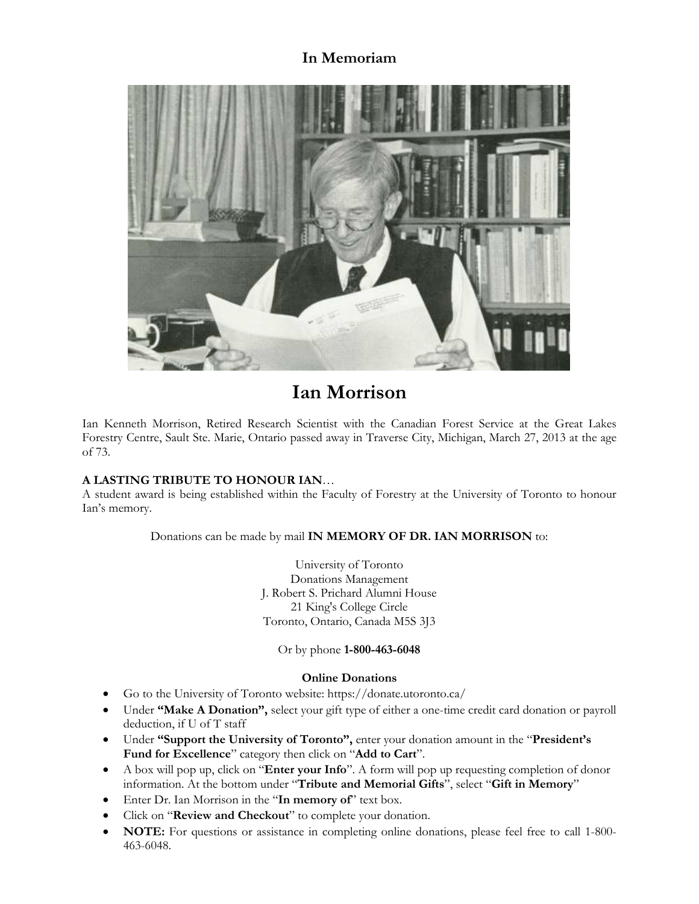# In Memoriam

# Ian Morrison

Ian Kenneth Morrison, Retired Research Scientist with the Canadian Forest Service at the Great Lakes Forestry Centre, Sault Ste. Marie, Ontario passed away in Traverse City, Michigan, March 27, 2013 at the age of 73.

**A LASTING TRIBUTE TO HONOUR IAN**…

A student award is being established within the Faculty of Forestry at the University of Toronto to honour Ian's memory.

Donations can be made by mail **IN MEMORY OF DR. IAN MORRISON** to:

University of Toronto
Donations Management
J. Robert S. Prichard Alumni House
21 King's College Circle
Toronto, Ontario, Canada M5S 3J3

Or by phone **1-800-463-6048**

**Online Donations**

- Go to the University of Toronto website: https://donate.utoronto.ca/
- Under **"Make A Donation",** select your gift type of either a one-time credit card donation or payroll deduction, if U of T staff
- Under **"Support the University of Toronto",** enter your donation amount in the "**President's Fund for Excellence**" category then click on "**Add to Cart**".
- A box will pop up, click on "**Enter your Info**". A form will pop up requesting completion of donor information. At the bottom under "**Tribute and Memorial Gifts**", select "**Gift in Memory**"
- Enter Dr. Ian Morrison in the "**In memory of**" text box.
- Click on "**Review and Checkout**" to complete your donation.
- **NOTE:** For questions or assistance in completing online donations, please feel free to call 1-800-463-6048.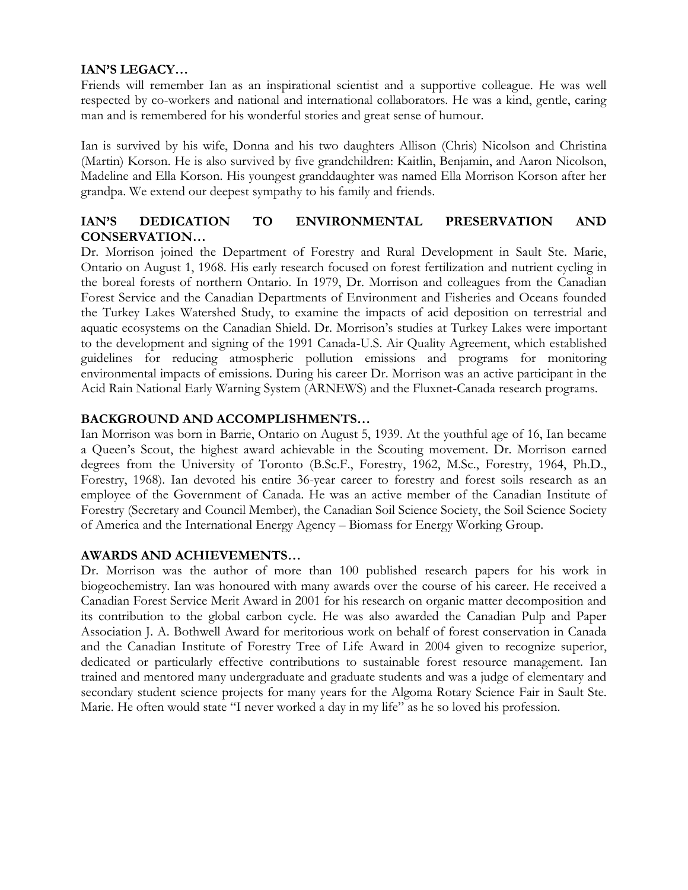**IAN'S LEGACY…**

Friends will remember Ian as an inspirational scientist and a supportive colleague. He was well respected by co-workers and national and international collaborators. He was a kind, gentle, caring man and is remembered for his wonderful stories and great sense of humour.

Ian is survived by his wife, Donna and his two daughters Allison (Chris) Nicolson and Christina (Martin) Korson. He is also survived by five grandchildren: Kaitlin, Benjamin, and Aaron Nicolson, Madeline and Ella Korson. His youngest granddaughter was named Ella Morrison Korson after her grandpa. We extend our deepest sympathy to his family and friends.

**IAN'S DEDICATION TO ENVIRONMENTAL PRESERVATION AND CONSERVATION…**

Dr. Morrison joined the Department of Forestry and Rural Development in Sault Ste. Marie, Ontario on August 1, 1968. His early research focused on forest fertilization and nutrient cycling in the boreal forests of northern Ontario. In 1979, Dr. Morrison and colleagues from the Canadian Forest Service and the Canadian Departments of Environment and Fisheries and Oceans founded the Turkey Lakes Watershed Study, to examine the impacts of acid deposition on terrestrial and aquatic ecosystems on the Canadian Shield. Dr. Morrison's studies at Turkey Lakes were important to the development and signing of the 1991 Canada-U.S. Air Quality Agreement, which established guidelines for reducing atmospheric pollution emissions and programs for monitoring environmental impacts of emissions. During his career Dr. Morrison was an active participant in the Acid Rain National Early Warning System (ARNEWS) and the Fluxnet-Canada research programs.

**BACKGROUND AND ACCOMPLISHMENTS…**

Ian Morrison was born in Barrie, Ontario on August 5, 1939. At the youthful age of 16, Ian became a Queen's Scout, the highest award achievable in the Scouting movement. Dr. Morrison earned degrees from the University of Toronto (B.Sc.F., Forestry, 1962, M.Sc., Forestry, 1964, Ph.D., Forestry, 1968). Ian devoted his entire 36-year career to forestry and forest soils research as an employee of the Government of Canada. He was an active member of the Canadian Institute of Forestry (Secretary and Council Member), the Canadian Soil Science Society, the Soil Science Society of America and the International Energy Agency – Biomass for Energy Working Group.

**AWARDS AND ACHIEVEMENTS…**

Dr. Morrison was the author of more than 100 published research papers for his work in biogeochemistry. Ian was honoured with many awards over the course of his career. He received a Canadian Forest Service Merit Award in 2001 for his research on organic matter decomposition and its contribution to the global carbon cycle. He was also awarded the Canadian Pulp and Paper Association J. A. Bothwell Award for meritorious work on behalf of forest conservation in Canada and the Canadian Institute of Forestry Tree of Life Award in 2004 given to recognize superior, dedicated or particularly effective contributions to sustainable forest resource management. Ian trained and mentored many undergraduate and graduate students and was a judge of elementary and secondary student science projects for many years for the Algoma Rotary Science Fair in Sault Ste. Marie. He often would state "I never worked a day in my life" as he so loved his profession.